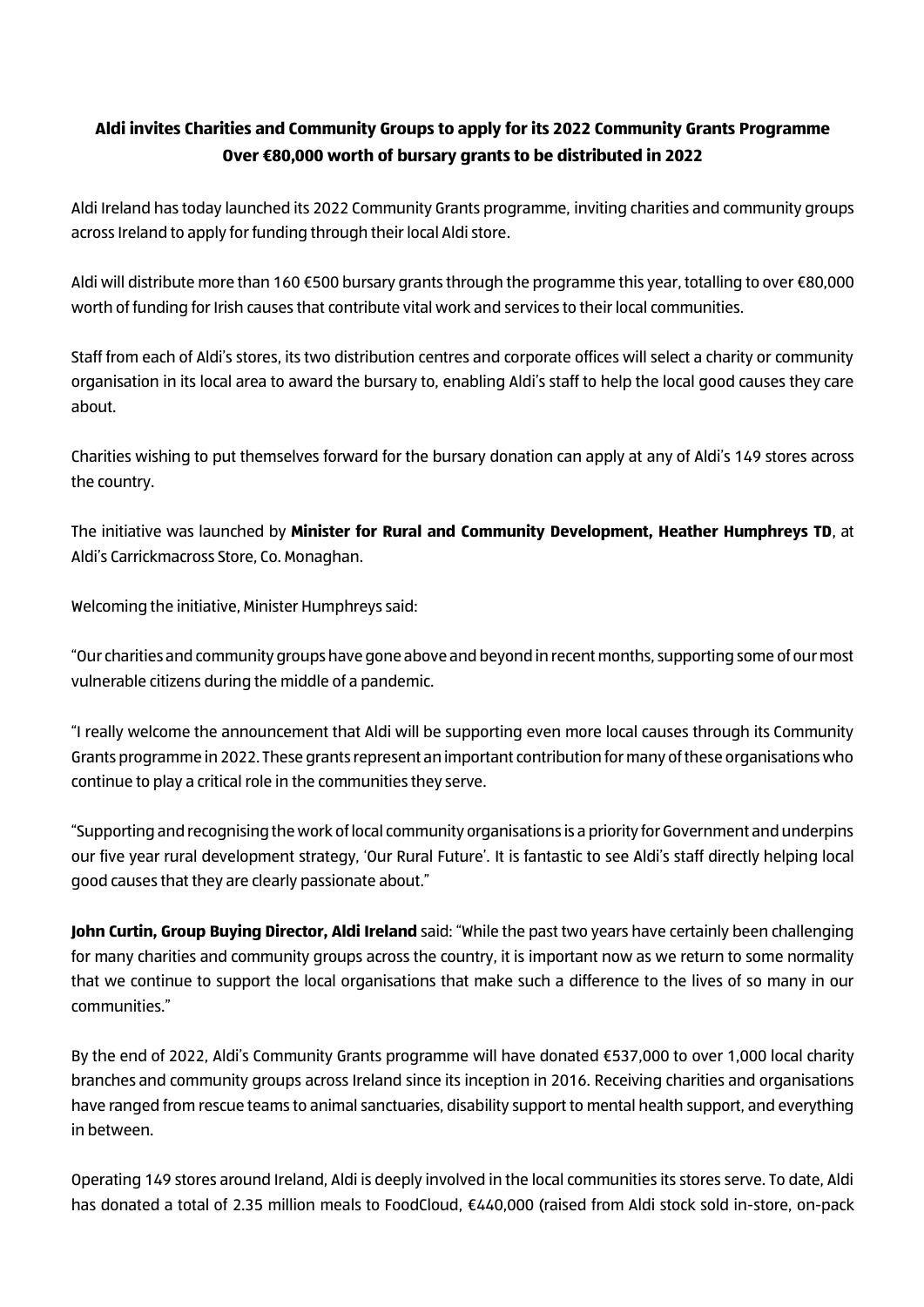**Aldi invites Charities and Community Groups to apply for its 2022 Community Grants Programme**
**Over €80,000 worth of bursary grants to be distributed in 2022**

Aldi Ireland has today launched its 2022 Community Grants programme, inviting charities and community groups across Ireland to apply for funding through their local Aldi store.

Aldi will distribute more than 160 €500 bursary grants through the programme this year, totalling to over €80,000 worth of funding for Irish causes that contribute vital work and services to their local communities.

Staff from each of Aldi's stores, its two distribution centres and corporate offices will select a charity or community organisation in its local area to award the bursary to, enabling Aldi's staff to help the local good causes they care about.

Charities wishing to put themselves forward for the bursary donation can apply at any of Aldi's 149 stores across the country.

The initiative was launched by **Minister for Rural and Community Development, Heather Humphreys TD**, at Aldi's Carrickmacross Store, Co. Monaghan.

Welcoming the initiative, Minister Humphreys said:

"Our charities and community groups have gone above and beyond in recent months, supporting some of our most vulnerable citizens during the middle of a pandemic.

"I really welcome the announcement that Aldi will be supporting even more local causes through its Community Grants programme in 2022. These grants represent an important contribution for many of these organisations who continue to play a critical role in the communities they serve.

"Supporting and recognising the work of local community organisations is a priority for Government and underpins our five year rural development strategy, 'Our Rural Future'. It is fantastic to see Aldi's staff directly helping local good causes that they are clearly passionate about."

**John Curtin, Group Buying Director, Aldi Ireland** said: "While the past two years have certainly been challenging for many charities and community groups across the country, it is important now as we return to some normality that we continue to support the local organisations that make such a difference to the lives of so many in our communities."

By the end of 2022, Aldi's Community Grants programme will have donated €537,000 to over 1,000 local charity branches and community groups across Ireland since its inception in 2016. Receiving charities and organisations have ranged from rescue teams to animal sanctuaries, disability support to mental health support, and everything in between.

Operating 149 stores around Ireland, Aldi is deeply involved in the local communities its stores serve. To date, Aldi has donated a total of 2.35 million meals to FoodCloud, €440,000 (raised from Aldi stock sold in-store, on-pack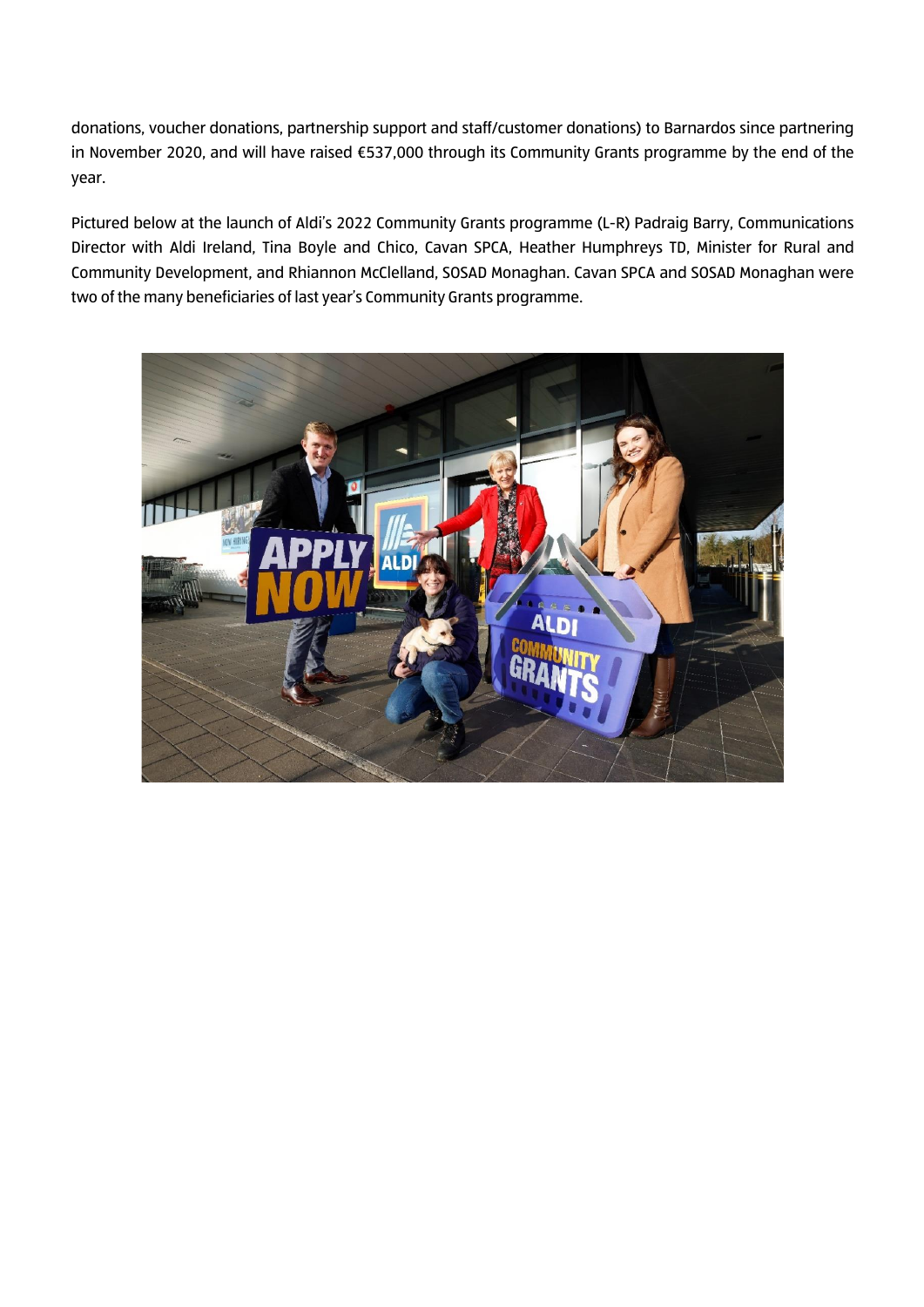donations, voucher donations, partnership support and staff/customer donations) to Barnardos since partnering in November 2020, and will have raised €537,000 through its Community Grants programme by the end of the year.

Pictured below at the launch of Aldi's 2022 Community Grants programme (L-R) Padraig Barry, Communications Director with Aldi Ireland, Tina Boyle and Chico, Cavan SPCA, Heather Humphreys TD, Minister for Rural and Community Development, and Rhiannon McClelland, SOSAD Monaghan. Cavan SPCA and SOSAD Monaghan were two of the many beneficiaries of last year's Community Grants programme.